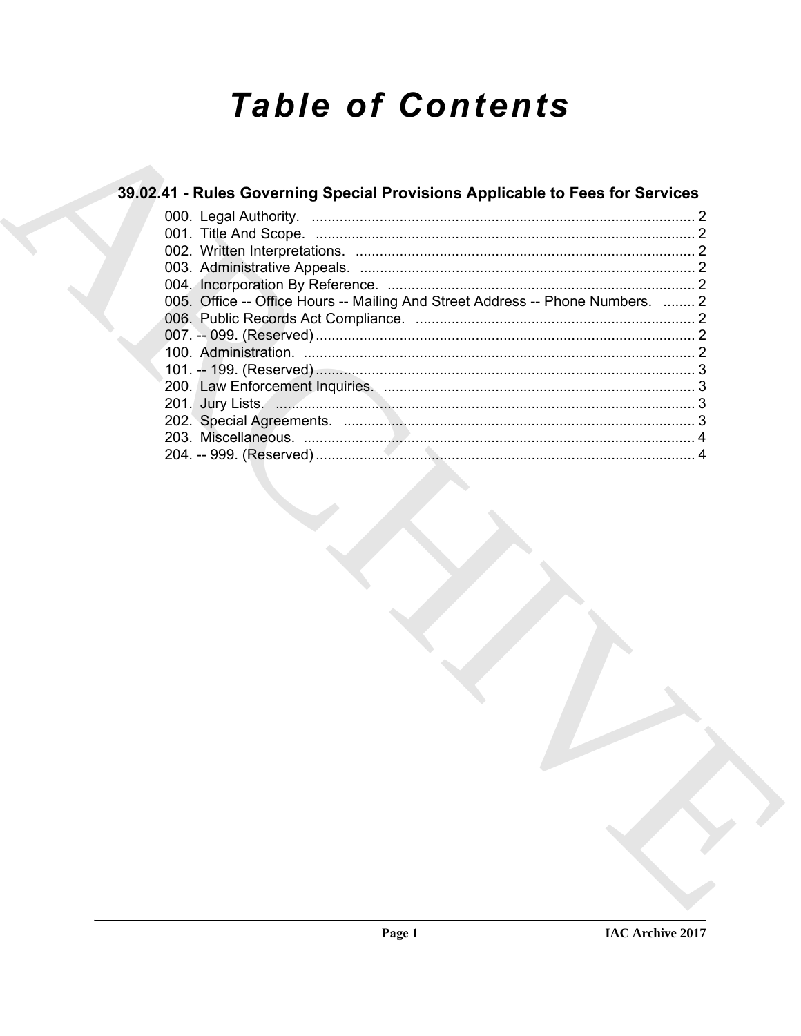# Table of Contents

## 39.02.41 - Rules Governing Special Provisions Applicable to Fees for Services

000. Legal Authority. ........................................................................................ 2
001. Title And Scope. ........................................................................................ 2
002. Written Interpretations. ........................................................................................ 2
003. Administrative Appeals. ........................................................................................ 2
004. Incorporation By Reference. ........................................................................................ 2
005. Office -- Office Hours -- Mailing And Street Address -- Phone Numbers. ........ 2
006. Public Records Act Compliance. ........................................................................................ 2
007. -- 099. (Reserved) ........................................................................................ 2
100. Administration. ........................................................................................ 2
101. -- 199. (Reserved) ........................................................................................ 3
200. Law Enforcement Inquiries. ........................................................................................ 3
201. Jury Lists. ........................................................................................ 3
202. Special Agreements. ........................................................................................ 3
203. Miscellaneous. ........................................................................................ 4
204. -- 999. (Reserved) ........................................................................................ 4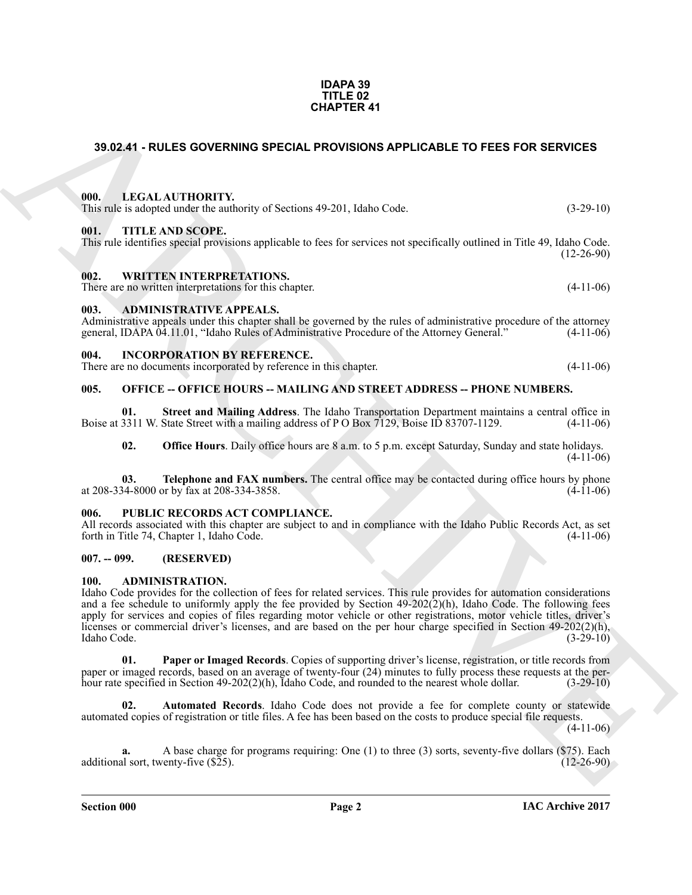**IDAPA 39**
**TITLE 02**
**CHAPTER 41**

# 39.02.41 - RULES GOVERNING SPECIAL PROVISIONS APPLICABLE TO FEES FOR SERVICES

## 000. LEGAL AUTHORITY.

This rule is adopted under the authority of Sections 49-201, Idaho Code. (3-29-10)

## 001. TITLE AND SCOPE.

This rule identifies special provisions applicable to fees for services not specifically outlined in Title 49, Idaho Code. (12-26-90)

## 002. WRITTEN INTERPRETATIONS.

There are no written interpretations for this chapter. (4-11-06)

## 003. ADMINISTRATIVE APPEALS.

Administrative appeals under this chapter shall be governed by the rules of administrative procedure of the attorney general, IDAPA 04.11.01, "Idaho Rules of Administrative Procedure of the Attorney General." (4-11-06)

## 004. INCORPORATION BY REFERENCE.

There are no documents incorporated by reference in this chapter. (4-11-06)

## 005. OFFICE -- OFFICE HOURS -- MAILING AND STREET ADDRESS -- PHONE NUMBERS.

**01. Street and Mailing Address**. The Idaho Transportation Department maintains a central office in Boise at 3311 W. State Street with a mailing address of P O Box 7129, Boise ID 83707-1129. (4-11-06)

**02. Office Hours**. Daily office hours are 8 a.m. to 5 p.m. except Saturday, Sunday and state holidays. (4-11-06)

**03. Telephone and FAX numbers.** The central office may be contacted during office hours by phone at 208-334-8000 or by fax at 208-334-3858. (4-11-06)

## 006. PUBLIC RECORDS ACT COMPLIANCE.

All records associated with this chapter are subject to and in compliance with the Idaho Public Records Act, as set forth in Title 74, Chapter 1, Idaho Code. (4-11-06)

## 007. -- 099. (RESERVED)

## 100. ADMINISTRATION.

Idaho Code provides for the collection of fees for related services. This rule provides for automation considerations and a fee schedule to uniformly apply the fee provided by Section 49-202(2)(h), Idaho Code. The following fees apply for services and copies of files regarding motor vehicle or other registrations, motor vehicle titles, driver's licenses or commercial driver's licenses, and are based on the per hour charge specified in Section 49-202(2)(h), Idaho Code. (3-29-10)

**01. Paper or Imaged Records**. Copies of supporting driver's license, registration, or title records from paper or imaged records, based on an average of twenty-four (24) minutes to fully process these requests at the per-hour rate specified in Section 49-202(2)(h), Idaho Code, and rounded to the nearest whole dollar. (3-29-10)

**02. Automated Records**. Idaho Code does not provide a fee for complete county or statewide automated copies of registration or title files. A fee has been based on the costs to produce special file requests. (4-11-06)

**a.** A base charge for programs requiring: One (1) to three (3) sorts, seventy-five dollars ($75). Each additional sort, twenty-five ($25). (12-26-90)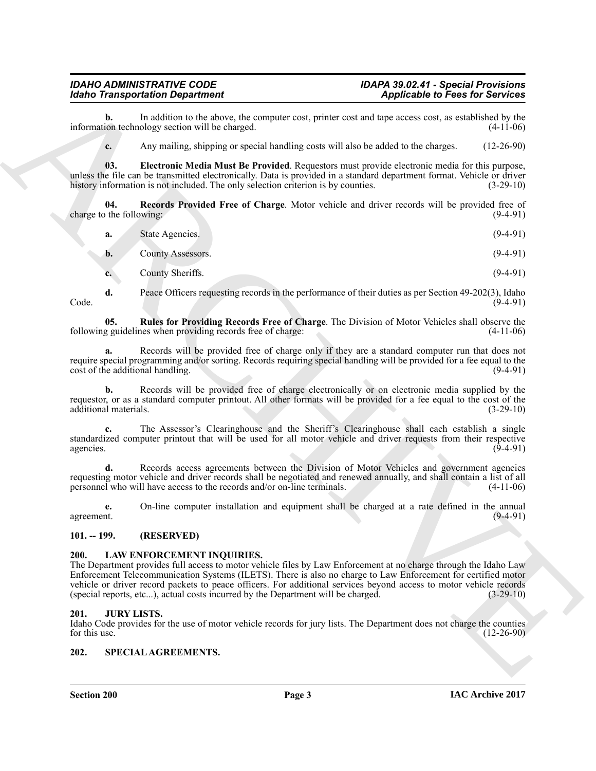**b.** In addition to the above, the computer cost, printer cost and tape access cost, as established by the information technology section will be charged. (4-11-06)

**c.** Any mailing, shipping or special handling costs will also be added to the charges. (12-26-90)

**03. Electronic Media Must Be Provided**. Requestors must provide electronic media for this purpose, unless the file can be transmitted electronically. Data is provided in a standard department format. Vehicle or driver history information is not included. The only selection criterion is by counties. (3-29-10)

**04. Records Provided Free of Charge**. Motor vehicle and driver records will be provided free of charge to the following: (9-4-91)

**a.** State Agencies. (9-4-91)

**b.** County Assessors. (9-4-91)

**c.** County Sheriffs. (9-4-91)

**d.** Peace Officers requesting records in the performance of their duties as per Section 49-202(3), Idaho Code. (9-4-91)

**05. Rules for Providing Records Free of Charge**. The Division of Motor Vehicles shall observe the following guidelines when providing records free of charge: (4-11-06)

**a.** Records will be provided free of charge only if they are a standard computer run that does not require special programming and/or sorting. Records requiring special handling will be provided for a fee equal to the cost of the additional handling. (9-4-91)

**b.** Records will be provided free of charge electronically or on electronic media supplied by the requestor, or as a standard computer printout. All other formats will be provided for a fee equal to the cost of the additional materials. (3-29-10)

**c.** The Assessor's Clearinghouse and the Sheriff's Clearinghouse shall each establish a single standardized computer printout that will be used for all motor vehicle and driver requests from their respective agencies. (9-4-91)

**d.** Records access agreements between the Division of Motor Vehicles and government agencies requesting motor vehicle and driver records shall be negotiated and renewed annually, and shall contain a list of all personnel who will have access to the records and/or on-line terminals. (4-11-06)

**e.** On-line computer installation and equipment shall be charged at a rate defined in the annual agreement. (9-4-91)

## 101. -- 199. (RESERVED)

## 200. LAW ENFORCEMENT INQUIRIES.

The Department provides full access to motor vehicle files by Law Enforcement at no charge through the Idaho Law Enforcement Telecommunication Systems (ILETS). There is also no charge to Law Enforcement for certified motor vehicle or driver record packets to peace officers. For additional services beyond access to motor vehicle records (special reports, etc...), actual costs incurred by the Department will be charged. (3-29-10)

## 201. JURY LISTS.

Idaho Code provides for the use of motor vehicle records for jury lists. The Department does not charge the counties for this use. (12-26-90)

## 202. SPECIAL AGREEMENTS.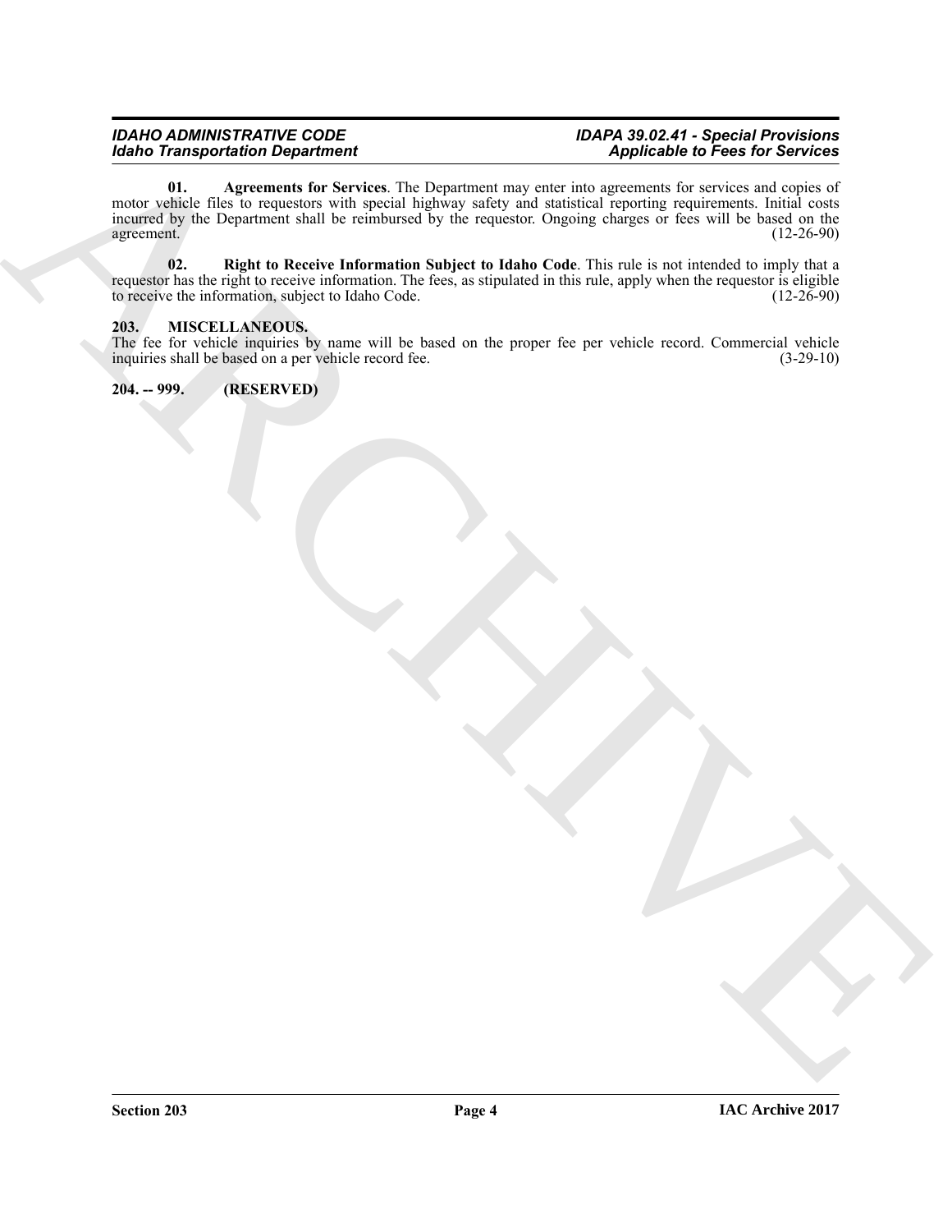**01. Agreements for Services**. The Department may enter into agreements for services and copies of motor vehicle files to requestors with special highway safety and statistical reporting requirements. Initial costs incurred by the Department shall be reimbursed by the requestor. Ongoing charges or fees will be based on the agreement. (12-26-90)

**02. Right to Receive Information Subject to Idaho Code**. This rule is not intended to imply that a requestor has the right to receive information. The fees, as stipulated in this rule, apply when the requestor is eligible to receive the information, subject to Idaho Code. (12-26-90)

## 203. MISCELLANEOUS.

The fee for vehicle inquiries by name will be based on the proper fee per vehicle record. Commercial vehicle inquiries shall be based on a per vehicle record fee. (3-29-10)

## 204. -- 999. (RESERVED)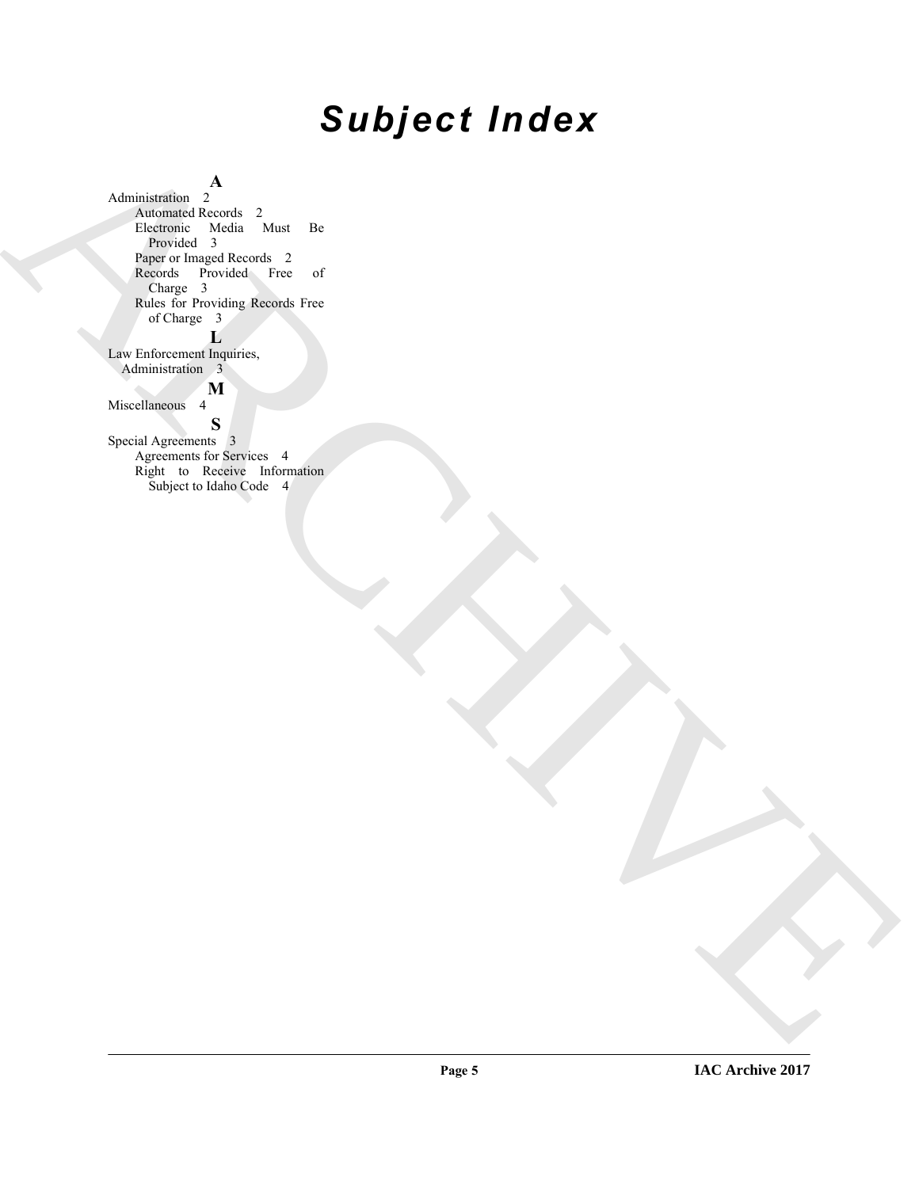# *Subject Index*

**A**

Administration 2
- Automated Records 2
- Electronic Media Must Be Provided 3
- Paper or Imaged Records 2
- Records Provided Free of Charge 3
- Rules for Providing Records Free of Charge 3

**L**

Law Enforcement Inquiries, Administration 3

**M**

Miscellaneous 4

**S**

Special Agreements 3
- Agreements for Services 4
- Right to Receive Information Subject to Idaho Code 4